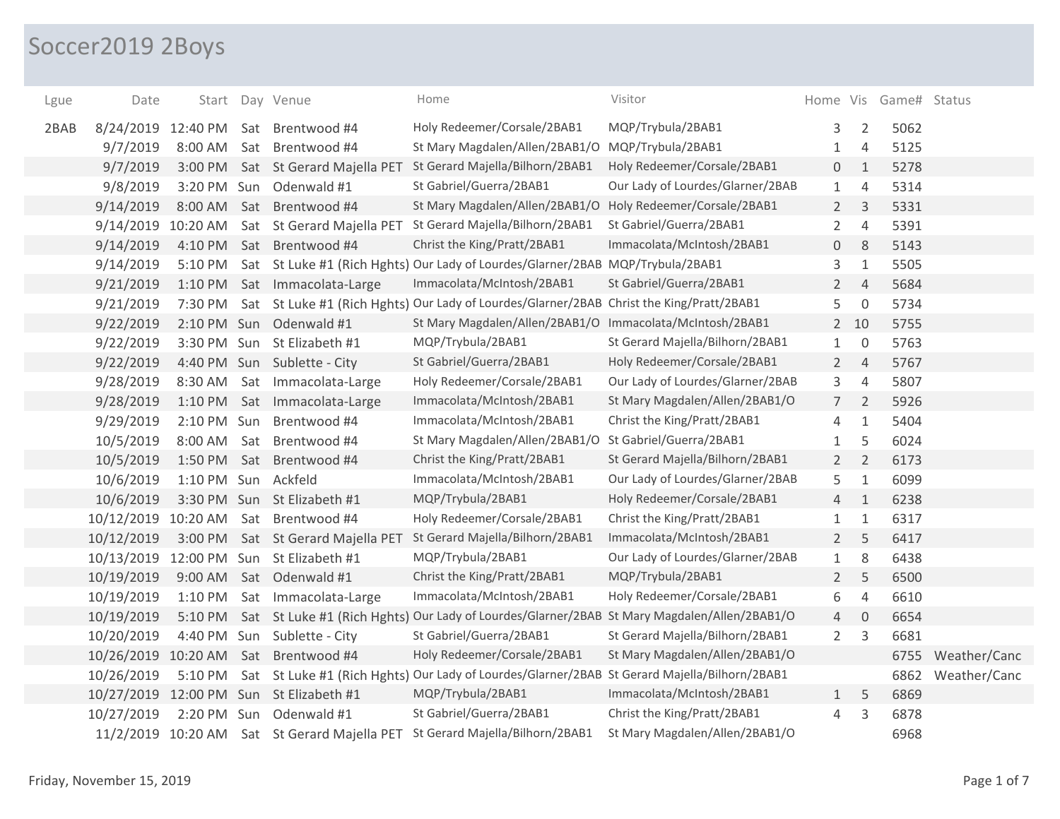# Soccer2019 2Boys

| Lgue | Date | Start | Day | Venue | Home | Visitor | Home | Vis | Game# | Status |
|---|---|---|---|---|---|---|---|---|---|---|
| 2BAB | 8/24/2019 | 12:40 PM | Sat | Brentwood #4 | Holy Redeemer/Corsale/2BAB1 | MQP/Trybula/2BAB1 | 3 | 2 | 5062 | |
| | 9/7/2019 | 8:00 AM | Sat | Brentwood #4 | St Mary Magdalen/Allen/2BAB1/O | MQP/Trybula/2BAB1 | 1 | 4 | 5125 | |
| | 9/7/2019 | 3:00 PM | Sat | St Gerard Majella PET | St Gerard Majella/Bilhorn/2BAB1 | Holy Redeemer/Corsale/2BAB1 | 0 | 1 | 5278 | |
| | 9/8/2019 | 3:20 PM | Sun | Odenwald #1 | St Gabriel/Guerra/2BAB1 | Our Lady of Lourdes/Glarner/2BAB | 1 | 4 | 5314 | |
| | 9/14/2019 | 8:00 AM | Sat | Brentwood #4 | St Mary Magdalen/Allen/2BAB1/O | Holy Redeemer/Corsale/2BAB1 | 2 | 3 | 5331 | |
| | 9/14/2019 | 10:20 AM | Sat | St Gerard Majella PET | St Gerard Majella/Bilhorn/2BAB1 | St Gabriel/Guerra/2BAB1 | 2 | 4 | 5391 | |
| | 9/14/2019 | 4:10 PM | Sat | Brentwood #4 | Christ the King/Pratt/2BAB1 | Immacolata/McIntosh/2BAB1 | 0 | 8 | 5143 | |
| | 9/14/2019 | 5:10 PM | Sat | St Luke #1 (Rich Hghts) | Our Lady of Lourdes/Glarner/2BAB | MQP/Trybula/2BAB1 | 3 | 1 | 5505 | |
| | 9/21/2019 | 1:10 PM | Sat | Immacolata-Large | Immacolata/McIntosh/2BAB1 | St Gabriel/Guerra/2BAB1 | 2 | 4 | 5684 | |
| | 9/21/2019 | 7:30 PM | Sat | St Luke #1 (Rich Hghts) | Our Lady of Lourdes/Glarner/2BAB | Christ the King/Pratt/2BAB1 | 5 | 0 | 5734 | |
| | 9/22/2019 | 2:10 PM | Sun | Odenwald #1 | St Mary Magdalen/Allen/2BAB1/O | Immacolata/McIntosh/2BAB1 | 2 | 10 | 5755 | |
| | 9/22/2019 | 3:30 PM | Sun | St Elizabeth #1 | MQP/Trybula/2BAB1 | St Gerard Majella/Bilhorn/2BAB1 | 1 | 0 | 5763 | |
| | 9/22/2019 | 4:40 PM | Sun | Sublette - City | St Gabriel/Guerra/2BAB1 | Holy Redeemer/Corsale/2BAB1 | 2 | 4 | 5767 | |
| | 9/28/2019 | 8:30 AM | Sat | Immacolata-Large | Holy Redeemer/Corsale/2BAB1 | Our Lady of Lourdes/Glarner/2BAB | 3 | 4 | 5807 | |
| | 9/28/2019 | 1:10 PM | Sat | Immacolata-Large | Immacolata/McIntosh/2BAB1 | St Mary Magdalen/Allen/2BAB1/O | 7 | 2 | 5926 | |
| | 9/29/2019 | 2:10 PM | Sun | Brentwood #4 | Immacolata/McIntosh/2BAB1 | Christ the King/Pratt/2BAB1 | 4 | 1 | 5404 | |
| | 10/5/2019 | 8:00 AM | Sat | Brentwood #4 | St Mary Magdalen/Allen/2BAB1/O | St Gabriel/Guerra/2BAB1 | 1 | 5 | 6024 | |
| | 10/5/2019 | 1:50 PM | Sat | Brentwood #4 | Christ the King/Pratt/2BAB1 | St Gerard Majella/Bilhorn/2BAB1 | 2 | 2 | 6173 | |
| | 10/6/2019 | 1:10 PM | Sun | Ackfeld | Immacolata/McIntosh/2BAB1 | Our Lady of Lourdes/Glarner/2BAB | 5 | 1 | 6099 | |
| | 10/6/2019 | 3:30 PM | Sun | St Elizabeth #1 | MQP/Trybula/2BAB1 | Holy Redeemer/Corsale/2BAB1 | 4 | 1 | 6238 | |
| | 10/12/2019 | 10:20 AM | Sat | Brentwood #4 | Holy Redeemer/Corsale/2BAB1 | Christ the King/Pratt/2BAB1 | 1 | 1 | 6317 | |
| | 10/12/2019 | 3:00 PM | Sat | St Gerard Majella PET | St Gerard Majella/Bilhorn/2BAB1 | Immacolata/McIntosh/2BAB1 | 2 | 5 | 6417 | |
| | 10/13/2019 | 12:00 PM | Sun | St Elizabeth #1 | MQP/Trybula/2BAB1 | Our Lady of Lourdes/Glarner/2BAB | 1 | 8 | 6438 | |
| | 10/19/2019 | 9:00 AM | Sat | Odenwald #1 | Christ the King/Pratt/2BAB1 | MQP/Trybula/2BAB1 | 2 | 5 | 6500 | |
| | 10/19/2019 | 1:10 PM | Sat | Immacolata-Large | Immacolata/McIntosh/2BAB1 | Holy Redeemer/Corsale/2BAB1 | 6 | 4 | 6610 | |
| | 10/19/2019 | 5:10 PM | Sat | St Luke #1 (Rich Hghts) | Our Lady of Lourdes/Glarner/2BAB | St Mary Magdalen/Allen/2BAB1/O | 4 | 0 | 6654 | |
| | 10/20/2019 | 4:40 PM | Sun | Sublette - City | St Gabriel/Guerra/2BAB1 | St Gerard Majella/Bilhorn/2BAB1 | 2 | 3 | 6681 | |
| | 10/26/2019 | 10:20 AM | Sat | Brentwood #4 | Holy Redeemer/Corsale/2BAB1 | St Mary Magdalen/Allen/2BAB1/O | | | 6755 | Weather/Canc |
| | 10/26/2019 | 5:10 PM | Sat | St Luke #1 (Rich Hghts) | Our Lady of Lourdes/Glarner/2BAB | St Gerard Majella/Bilhorn/2BAB1 | | | 6862 | Weather/Canc |
| | 10/27/2019 | 12:00 PM | Sun | St Elizabeth #1 | MQP/Trybula/2BAB1 | Immacolata/McIntosh/2BAB1 | 1 | 5 | 6869 | |
| | 10/27/2019 | 2:20 PM | Sun | Odenwald #1 | St Gabriel/Guerra/2BAB1 | Christ the King/Pratt/2BAB1 | 4 | 3 | 6878 | |
| | 11/2/2019 | 10:20 AM | Sat | St Gerard Majella PET | St Gerard Majella/Bilhorn/2BAB1 | St Mary Magdalen/Allen/2BAB1/O | | | 6968 | |

Friday, November 15, 2019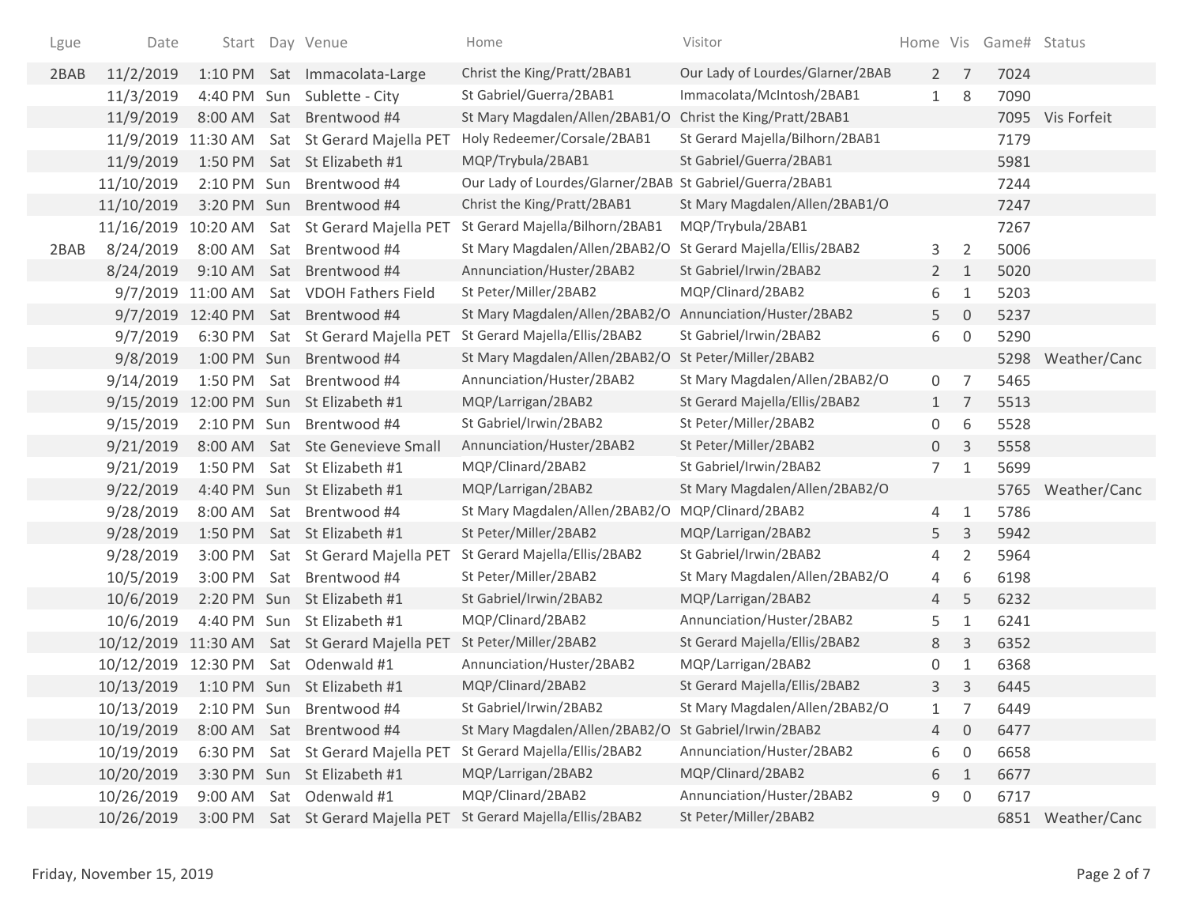| Lgue | Date | Start | Day | Venue | Home | Visitor | Home | Vis | Game# | Status |
|---|---|---|---|---|---|---|---|---|---|---|
| 2BAB | 11/2/2019 | 1:10 PM | Sat | Immacolata-Large | Christ the King/Pratt/2BAB1 | Our Lady of Lourdes/Glarner/2BAB | 2 | 7 | 7024 | |
| | 11/3/2019 | 4:40 PM | Sun | Sublette - City | St Gabriel/Guerra/2BAB1 | Immacolata/McIntosh/2BAB1 | 1 | 8 | 7090 | |
| | 11/9/2019 | 8:00 AM | Sat | Brentwood #4 | St Mary Magdalen/Allen/2BAB1/O | Christ the King/Pratt/2BAB1 | | | 7095 | Vis Forfeit |
| | 11/9/2019 | 11:30 AM | Sat | St Gerard Majella PET | Holy Redeemer/Corsale/2BAB1 | St Gerard Majella/Bilhorn/2BAB1 | | | 7179 | |
| | 11/9/2019 | 1:50 PM | Sat | St Elizabeth #1 | MQP/Trybula/2BAB1 | St Gabriel/Guerra/2BAB1 | | | 5981 | |
| | 11/10/2019 | 2:10 PM | Sun | Brentwood #4 | Our Lady of Lourdes/Glarner/2BAB | St Gabriel/Guerra/2BAB1 | | | 7244 | |
| | 11/10/2019 | 3:20 PM | Sun | Brentwood #4 | Christ the King/Pratt/2BAB1 | St Mary Magdalen/Allen/2BAB1/O | | | 7247 | |
| | 11/16/2019 | 10:20 AM | Sat | St Gerard Majella PET | St Gerard Majella/Bilhorn/2BAB1 | MQP/Trybula/2BAB1 | | | 7267 | |
| 2BAB | 8/24/2019 | 8:00 AM | Sat | Brentwood #4 | St Mary Magdalen/Allen/2BAB2/O | St Gerard Majella/Ellis/2BAB2 | 3 | 2 | 5006 | |
| | 8/24/2019 | 9:10 AM | Sat | Brentwood #4 | Annunciation/Huster/2BAB2 | St Gabriel/Irwin/2BAB2 | 2 | 1 | 5020 | |
| | 9/7/2019 | 11:00 AM | Sat | VDOH Fathers Field | St Peter/Miller/2BAB2 | MQP/Clinard/2BAB2 | 6 | 1 | 5203 | |
| | 9/7/2019 | 12:40 PM | Sat | Brentwood #4 | St Mary Magdalen/Allen/2BAB2/O | Annunciation/Huster/2BAB2 | 5 | 0 | 5237 | |
| | 9/7/2019 | 6:30 PM | Sat | St Gerard Majella PET | St Gerard Majella/Ellis/2BAB2 | St Gabriel/Irwin/2BAB2 | 6 | 0 | 5290 | |
| | 9/8/2019 | 1:00 PM | Sun | Brentwood #4 | St Mary Magdalen/Allen/2BAB2/O | St Peter/Miller/2BAB2 | | | 5298 | Weather/Canc |
| | 9/14/2019 | 1:50 PM | Sat | Brentwood #4 | Annunciation/Huster/2BAB2 | St Mary Magdalen/Allen/2BAB2/O | 0 | 7 | 5465 | |
| | 9/15/2019 | 12:00 PM | Sun | St Elizabeth #1 | MQP/Larrigan/2BAB2 | St Gerard Majella/Ellis/2BAB2 | 1 | 7 | 5513 | |
| | 9/15/2019 | 2:10 PM | Sun | Brentwood #4 | St Gabriel/Irwin/2BAB2 | St Peter/Miller/2BAB2 | 0 | 6 | 5528 | |
| | 9/21/2019 | 8:00 AM | Sat | Ste Genevieve Small | Annunciation/Huster/2BAB2 | St Peter/Miller/2BAB2 | 0 | 3 | 5558 | |
| | 9/21/2019 | 1:50 PM | Sat | St Elizabeth #1 | MQP/Clinard/2BAB2 | St Gabriel/Irwin/2BAB2 | 7 | 1 | 5699 | |
| | 9/22/2019 | 4:40 PM | Sun | St Elizabeth #1 | MQP/Larrigan/2BAB2 | St Mary Magdalen/Allen/2BAB2/O | | | 5765 | Weather/Canc |
| | 9/28/2019 | 8:00 AM | Sat | Brentwood #4 | St Mary Magdalen/Allen/2BAB2/O | MQP/Clinard/2BAB2 | 4 | 1 | 5786 | |
| | 9/28/2019 | 1:50 PM | Sat | St Elizabeth #1 | St Peter/Miller/2BAB2 | MQP/Larrigan/2BAB2 | 5 | 3 | 5942 | |
| | 9/28/2019 | 3:00 PM | Sat | St Gerard Majella PET | St Gerard Majella/Ellis/2BAB2 | St Gabriel/Irwin/2BAB2 | 4 | 2 | 5964 | |
| | 10/5/2019 | 3:00 PM | Sat | Brentwood #4 | St Peter/Miller/2BAB2 | St Mary Magdalen/Allen/2BAB2/O | 4 | 6 | 6198 | |
| | 10/6/2019 | 2:20 PM | Sun | St Elizabeth #1 | St Gabriel/Irwin/2BAB2 | MQP/Larrigan/2BAB2 | 4 | 5 | 6232 | |
| | 10/6/2019 | 4:40 PM | Sun | St Elizabeth #1 | MQP/Clinard/2BAB2 | Annunciation/Huster/2BAB2 | 5 | 1 | 6241 | |
| | 10/12/2019 | 11:30 AM | Sat | St Gerard Majella PET | St Peter/Miller/2BAB2 | St Gerard Majella/Ellis/2BAB2 | 8 | 3 | 6352 | |
| | 10/12/2019 | 12:30 PM | Sat | Odenwald #1 | Annunciation/Huster/2BAB2 | MQP/Larrigan/2BAB2 | 0 | 1 | 6368 | |
| | 10/13/2019 | 1:10 PM | Sun | St Elizabeth #1 | MQP/Clinard/2BAB2 | St Gerard Majella/Ellis/2BAB2 | 3 | 3 | 6445 | |
| | 10/13/2019 | 2:10 PM | Sun | Brentwood #4 | St Gabriel/Irwin/2BAB2 | St Mary Magdalen/Allen/2BAB2/O | 1 | 7 | 6449 | |
| | 10/19/2019 | 8:00 AM | Sat | Brentwood #4 | St Mary Magdalen/Allen/2BAB2/O | St Gabriel/Irwin/2BAB2 | 4 | 0 | 6477 | |
| | 10/19/2019 | 6:30 PM | Sat | St Gerard Majella PET | St Gerard Majella/Ellis/2BAB2 | Annunciation/Huster/2BAB2 | 6 | 0 | 6658 | |
| | 10/20/2019 | 3:30 PM | Sun | St Elizabeth #1 | MQP/Larrigan/2BAB2 | MQP/Clinard/2BAB2 | 6 | 1 | 6677 | |
| | 10/26/2019 | 9:00 AM | Sat | Odenwald #1 | MQP/Clinard/2BAB2 | Annunciation/Huster/2BAB2 | 9 | 0 | 6717 | |
| | 10/26/2019 | 3:00 PM | Sat | St Gerard Majella PET | St Gerard Majella/Ellis/2BAB2 | St Peter/Miller/2BAB2 | | | 6851 | Weather/Canc |

Friday, November 15, 2019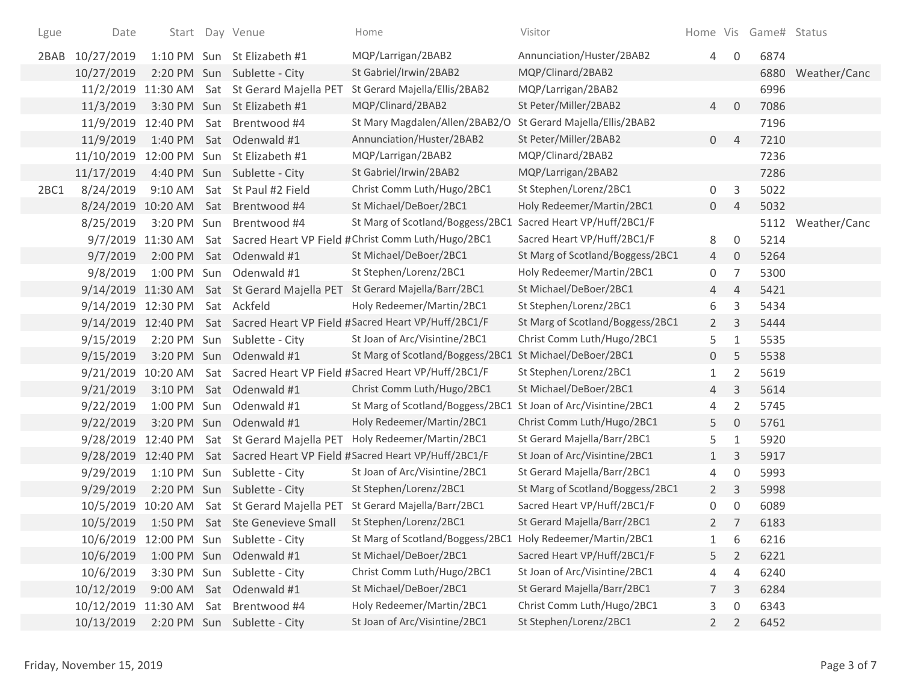| Lgue | Date | Start | Day | Venue | Home | Visitor | Home | Vis | Game# | Status |
|---|---|---|---|---|---|---|---|---|---|---|
| 2BAB | 10/27/2019 | 1:10 PM | Sun | St Elizabeth #1 | MQP/Larrigan/2BAB2 | Annunciation/Huster/2BAB2 | 4 | 0 | 6874 | |
| | 10/27/2019 | 2:20 PM | Sun | Sublette - City | St Gabriel/Irwin/2BAB2 | MQP/Clinard/2BAB2 | | | 6880 | Weather/Canc |
| | 11/2/2019 | 11:30 AM | Sat | St Gerard Majella PET | St Gerard Majella/Ellis/2BAB2 | MQP/Larrigan/2BAB2 | | | 6996 | |
| | 11/3/2019 | 3:30 PM | Sun | St Elizabeth #1 | MQP/Clinard/2BAB2 | St Peter/Miller/2BAB2 | 4 | 0 | 7086 | |
| | 11/9/2019 | 12:40 PM | Sat | Brentwood #4 | St Mary Magdalen/Allen/2BAB2/O | St Gerard Majella/Ellis/2BAB2 | | | 7196 | |
| | 11/9/2019 | 1:40 PM | Sat | Odenwald #1 | Annunciation/Huster/2BAB2 | St Peter/Miller/2BAB2 | 0 | 4 | 7210 | |
| | 11/10/2019 | 12:00 PM | Sun | St Elizabeth #1 | MQP/Larrigan/2BAB2 | MQP/Clinard/2BAB2 | | | 7236 | |
| | 11/17/2019 | 4:40 PM | Sun | Sublette - City | St Gabriel/Irwin/2BAB2 | MQP/Larrigan/2BAB2 | | | 7286 | |
| 2BC1 | 8/24/2019 | 9:10 AM | Sat | St Paul #2 Field | Christ Comm Luth/Hugo/2BC1 | St Stephen/Lorenz/2BC1 | 0 | 3 | 5022 | |
| | 8/24/2019 | 10:20 AM | Sat | Brentwood #4 | St Michael/DeBoer/2BC1 | Holy Redeemer/Martin/2BC1 | 0 | 4 | 5032 | |
| | 8/25/2019 | 3:20 PM | Sun | Brentwood #4 | St Marg of Scotland/Boggess/2BC1 | Sacred Heart VP/Huff/2BC1/F | | | 5112 | Weather/Canc |
| | 9/7/2019 | 11:30 AM | Sat | Sacred Heart VP Field # | Christ Comm Luth/Hugo/2BC1 | Sacred Heart VP/Huff/2BC1/F | 8 | 0 | 5214 | |
| | 9/7/2019 | 2:00 PM | Sat | Odenwald #1 | St Michael/DeBoer/2BC1 | St Marg of Scotland/Boggess/2BC1 | 4 | 0 | 5264 | |
| | 9/8/2019 | 1:00 PM | Sun | Odenwald #1 | St Stephen/Lorenz/2BC1 | Holy Redeemer/Martin/2BC1 | 0 | 7 | 5300 | |
| | 9/14/2019 | 11:30 AM | Sat | St Gerard Majella PET | St Gerard Majella/Barr/2BC1 | St Michael/DeBoer/2BC1 | 4 | 4 | 5421 | |
| | 9/14/2019 | 12:30 PM | Sat | Ackfeld | Holy Redeemer/Martin/2BC1 | St Stephen/Lorenz/2BC1 | 6 | 3 | 5434 | |
| | 9/14/2019 | 12:40 PM | Sat | Sacred Heart VP Field # | Sacred Heart VP/Huff/2BC1/F | St Marg of Scotland/Boggess/2BC1 | 2 | 3 | 5444 | |
| | 9/15/2019 | 2:20 PM | Sun | Sublette - City | St Joan of Arc/Visintine/2BC1 | Christ Comm Luth/Hugo/2BC1 | 5 | 1 | 5535 | |
| | 9/15/2019 | 3:20 PM | Sun | Odenwald #1 | St Marg of Scotland/Boggess/2BC1 | St Michael/DeBoer/2BC1 | 0 | 5 | 5538 | |
| | 9/21/2019 | 10:20 AM | Sat | Sacred Heart VP Field # | Sacred Heart VP/Huff/2BC1/F | St Stephen/Lorenz/2BC1 | 1 | 2 | 5619 | |
| | 9/21/2019 | 3:10 PM | Sat | Odenwald #1 | Christ Comm Luth/Hugo/2BC1 | St Michael/DeBoer/2BC1 | 4 | 3 | 5614 | |
| | 9/22/2019 | 1:00 PM | Sun | Odenwald #1 | St Marg of Scotland/Boggess/2BC1 | St Joan of Arc/Visintine/2BC1 | 4 | 2 | 5745 | |
| | 9/22/2019 | 3:20 PM | Sun | Odenwald #1 | Holy Redeemer/Martin/2BC1 | Christ Comm Luth/Hugo/2BC1 | 5 | 0 | 5761 | |
| | 9/28/2019 | 12:40 PM | Sat | St Gerard Majella PET | Holy Redeemer/Martin/2BC1 | St Gerard Majella/Barr/2BC1 | 5 | 1 | 5920 | |
| | 9/28/2019 | 12:40 PM | Sat | Sacred Heart VP Field # | Sacred Heart VP/Huff/2BC1/F | St Joan of Arc/Visintine/2BC1 | 1 | 3 | 5917 | |
| | 9/29/2019 | 1:10 PM | Sun | Sublette - City | St Joan of Arc/Visintine/2BC1 | St Gerard Majella/Barr/2BC1 | 4 | 0 | 5993 | |
| | 9/29/2019 | 2:20 PM | Sun | Sublette - City | St Stephen/Lorenz/2BC1 | St Marg of Scotland/Boggess/2BC1 | 2 | 3 | 5998 | |
| | 10/5/2019 | 10:20 AM | Sat | St Gerard Majella PET | St Gerard Majella/Barr/2BC1 | Sacred Heart VP/Huff/2BC1/F | 0 | 0 | 6089 | |
| | 10/5/2019 | 1:50 PM | Sat | Ste Genevieve Small | St Stephen/Lorenz/2BC1 | St Gerard Majella/Barr/2BC1 | 2 | 7 | 6183 | |
| | 10/6/2019 | 12:00 PM | Sun | Sublette - City | St Marg of Scotland/Boggess/2BC1 | Holy Redeemer/Martin/2BC1 | 1 | 6 | 6216 | |
| | 10/6/2019 | 1:00 PM | Sun | Odenwald #1 | St Michael/DeBoer/2BC1 | Sacred Heart VP/Huff/2BC1/F | 5 | 2 | 6221 | |
| | 10/6/2019 | 3:30 PM | Sun | Sublette - City | Christ Comm Luth/Hugo/2BC1 | St Joan of Arc/Visintine/2BC1 | 4 | 4 | 6240 | |
| | 10/12/2019 | 9:00 AM | Sat | Odenwald #1 | St Michael/DeBoer/2BC1 | St Gerard Majella/Barr/2BC1 | 7 | 3 | 6284 | |
| | 10/12/2019 | 11:30 AM | Sat | Brentwood #4 | Holy Redeemer/Martin/2BC1 | Christ Comm Luth/Hugo/2BC1 | 3 | 0 | 6343 | |
| | 10/13/2019 | 2:20 PM | Sun | Sublette - City | St Joan of Arc/Visintine/2BC1 | St Stephen/Lorenz/2BC1 | 2 | 2 | 6452 | |

Friday, November 15, 2019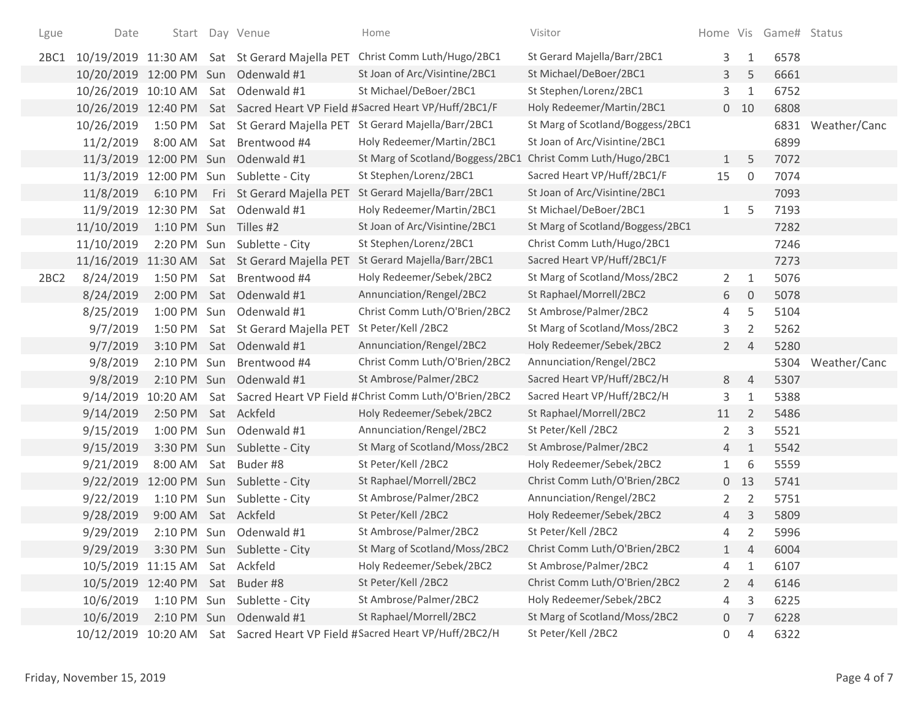| Lgue | Date | Start | Day | Venue | Home | Visitor | Home | Vis | Game# | Status |
|---|---|---|---|---|---|---|---|---|---|---|
| 2BC1 | 10/19/2019 | 11:30 AM | Sat | St Gerard Majella PET | Christ Comm Luth/Hugo/2BC1 | St Gerard Majella/Barr/2BC1 | 3 | 1 | 6578 | |
| | 10/20/2019 | 12:00 PM | Sun | Odenwald #1 | St Joan of Arc/Visintine/2BC1 | St Michael/DeBoer/2BC1 | 3 | 5 | 6661 | |
| | 10/26/2019 | 10:10 AM | Sat | Odenwald #1 | St Michael/DeBoer/2BC1 | St Stephen/Lorenz/2BC1 | 3 | 1 | 6752 | |
| | 10/26/2019 | 12:40 PM | Sat | Sacred Heart VP Field # | Sacred Heart VP/Huff/2BC1/F | Holy Redeemer/Martin/2BC1 | 0 | 10 | 6808 | |
| | 10/26/2019 | 1:50 PM | Sat | St Gerard Majella PET | St Gerard Majella/Barr/2BC1 | St Marg of Scotland/Boggess/2BC1 | | | 6831 | Weather/Canc |
| | 11/2/2019 | 8:00 AM | Sat | Brentwood #4 | Holy Redeemer/Martin/2BC1 | St Joan of Arc/Visintine/2BC1 | | | 6899 | |
| | 11/3/2019 | 12:00 PM | Sun | Odenwald #1 | St Marg of Scotland/Boggess/2BC1 | Christ Comm Luth/Hugo/2BC1 | 1 | 5 | 7072 | |
| | 11/3/2019 | 12:00 PM | Sun | Sublette - City | St Stephen/Lorenz/2BC1 | Sacred Heart VP/Huff/2BC1/F | 15 | 0 | 7074 | |
| | 11/8/2019 | 6:10 PM | Fri | St Gerard Majella PET | St Gerard Majella/Barr/2BC1 | St Joan of Arc/Visintine/2BC1 | | | 7093 | |
| | 11/9/2019 | 12:30 PM | Sat | Odenwald #1 | Holy Redeemer/Martin/2BC1 | St Michael/DeBoer/2BC1 | 1 | 5 | 7193 | |
| | 11/10/2019 | 1:10 PM | Sun | Tilles #2 | St Joan of Arc/Visintine/2BC1 | St Marg of Scotland/Boggess/2BC1 | | | 7282 | |
| | 11/10/2019 | 2:20 PM | Sun | Sublette - City | St Stephen/Lorenz/2BC1 | Christ Comm Luth/Hugo/2BC1 | | | 7246 | |
| | 11/16/2019 | 11:30 AM | Sat | St Gerard Majella PET | St Gerard Majella/Barr/2BC1 | Sacred Heart VP/Huff/2BC1/F | | | 7273 | |
| 2BC2 | 8/24/2019 | 1:50 PM | Sat | Brentwood #4 | Holy Redeemer/Sebek/2BC2 | St Marg of Scotland/Moss/2BC2 | 2 | 1 | 5076 | |
| | 8/24/2019 | 2:00 PM | Sat | Odenwald #1 | Annunciation/Rengel/2BC2 | St Raphael/Morrell/2BC2 | 6 | 0 | 5078 | |
| | 8/25/2019 | 1:00 PM | Sun | Odenwald #1 | Christ Comm Luth/O'Brien/2BC2 | St Ambrose/Palmer/2BC2 | 4 | 5 | 5104 | |
| | 9/7/2019 | 1:50 PM | Sat | St Gerard Majella PET | St Peter/Kell /2BC2 | St Marg of Scotland/Moss/2BC2 | 3 | 2 | 5262 | |
| | 9/7/2019 | 3:10 PM | Sat | Odenwald #1 | Annunciation/Rengel/2BC2 | Holy Redeemer/Sebek/2BC2 | 2 | 4 | 5280 | |
| | 9/8/2019 | 2:10 PM | Sun | Brentwood #4 | Christ Comm Luth/O'Brien/2BC2 | Annunciation/Rengel/2BC2 | | | 5304 | Weather/Canc |
| | 9/8/2019 | 2:10 PM | Sun | Odenwald #1 | St Ambrose/Palmer/2BC2 | Sacred Heart VP/Huff/2BC2/H | 8 | 4 | 5307 | |
| | 9/14/2019 | 10:20 AM | Sat | Sacred Heart VP Field # | Christ Comm Luth/O'Brien/2BC2 | Sacred Heart VP/Huff/2BC2/H | 3 | 1 | 5388 | |
| | 9/14/2019 | 2:50 PM | Sat | Ackfeld | Holy Redeemer/Sebek/2BC2 | St Raphael/Morrell/2BC2 | 11 | 2 | 5486 | |
| | 9/15/2019 | 1:00 PM | Sun | Odenwald #1 | Annunciation/Rengel/2BC2 | St Peter/Kell /2BC2 | 2 | 3 | 5521 | |
| | 9/15/2019 | 3:30 PM | Sun | Sublette - City | St Marg of Scotland/Moss/2BC2 | St Ambrose/Palmer/2BC2 | 4 | 1 | 5542 | |
| | 9/21/2019 | 8:00 AM | Sat | Buder #8 | St Peter/Kell /2BC2 | Holy Redeemer/Sebek/2BC2 | 1 | 6 | 5559 | |
| | 9/22/2019 | 12:00 PM | Sun | Sublette - City | St Raphael/Morrell/2BC2 | Christ Comm Luth/O'Brien/2BC2 | 0 | 13 | 5741 | |
| | 9/22/2019 | 1:10 PM | Sun | Sublette - City | St Ambrose/Palmer/2BC2 | Annunciation/Rengel/2BC2 | 2 | 2 | 5751 | |
| | 9/28/2019 | 9:00 AM | Sat | Ackfeld | St Peter/Kell /2BC2 | Holy Redeemer/Sebek/2BC2 | 4 | 3 | 5809 | |
| | 9/29/2019 | 2:10 PM | Sun | Odenwald #1 | St Ambrose/Palmer/2BC2 | St Peter/Kell /2BC2 | 4 | 2 | 5996 | |
| | 9/29/2019 | 3:30 PM | Sun | Sublette - City | St Marg of Scotland/Moss/2BC2 | Christ Comm Luth/O'Brien/2BC2 | 1 | 4 | 6004 | |
| | 10/5/2019 | 11:15 AM | Sat | Ackfeld | Holy Redeemer/Sebek/2BC2 | St Ambrose/Palmer/2BC2 | 4 | 1 | 6107 | |
| | 10/5/2019 | 12:40 PM | Sat | Buder #8 | St Peter/Kell /2BC2 | Christ Comm Luth/O'Brien/2BC2 | 2 | 4 | 6146 | |
| | 10/6/2019 | 1:10 PM | Sun | Sublette - City | St Ambrose/Palmer/2BC2 | Holy Redeemer/Sebek/2BC2 | 4 | 3 | 6225 | |
| | 10/6/2019 | 2:10 PM | Sun | Odenwald #1 | St Raphael/Morrell/2BC2 | St Marg of Scotland/Moss/2BC2 | 0 | 7 | 6228 | |
| | 10/12/2019 | 10:20 AM | Sat | Sacred Heart VP Field # | Sacred Heart VP/Huff/2BC2/H | St Peter/Kell /2BC2 | 0 | 4 | 6322 | |

Friday, November 15, 2019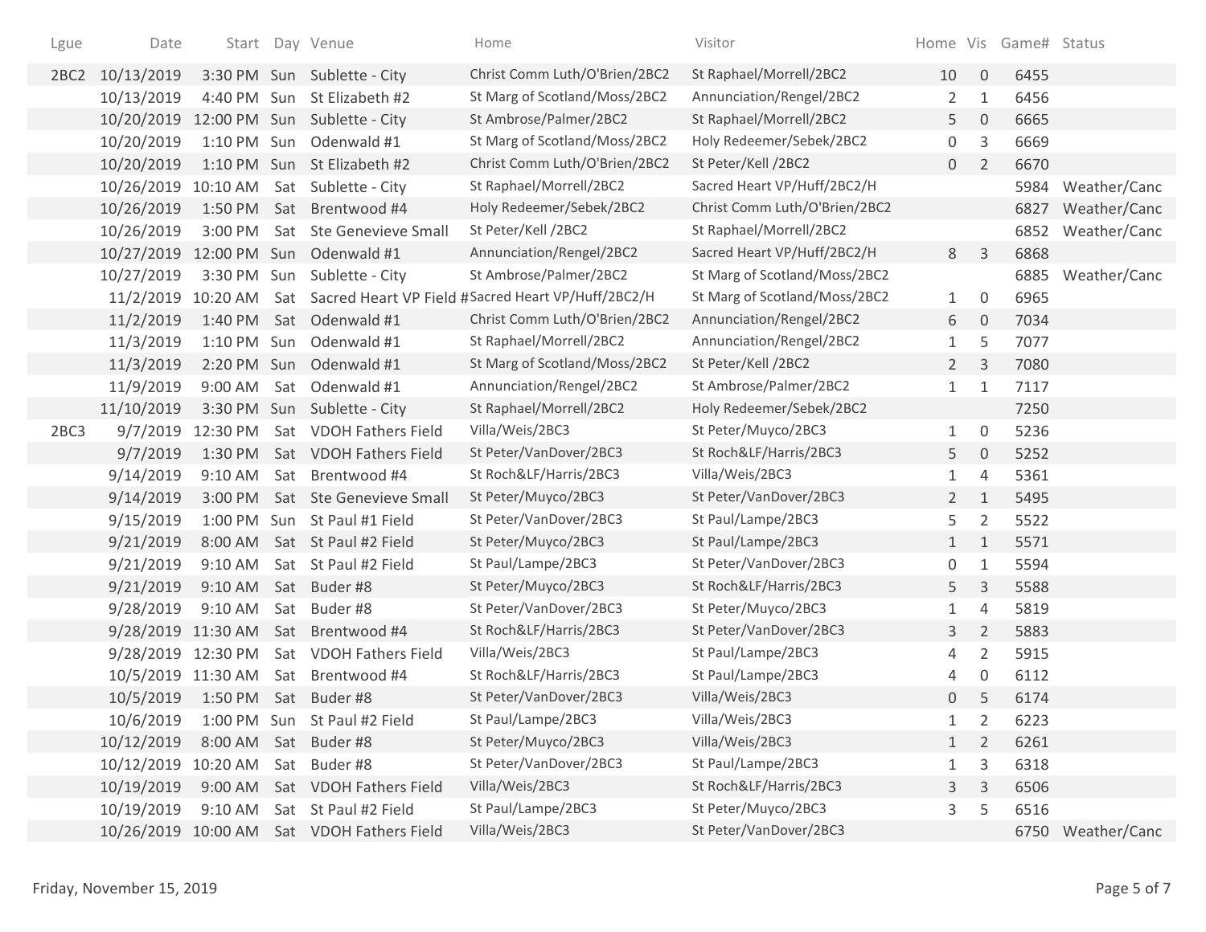| Lgue | Date | Start | Day | Venue | Home | Visitor | Home | Vis | Game# | Status |
|---|---|---|---|---|---|---|---|---|---|---|
| 2BC2 | 10/13/2019 | 3:30 PM | Sun | Sublette - City | Christ Comm Luth/O'Brien/2BC2 | St Raphael/Morrell/2BC2 | 10 | 0 | 6455 | |
| | 10/13/2019 | 4:40 PM | Sun | St Elizabeth #2 | St Marg of Scotland/Moss/2BC2 | Annunciation/Rengel/2BC2 | 2 | 1 | 6456 | |
| | 10/20/2019 | 12:00 PM | Sun | Sublette - City | St Ambrose/Palmer/2BC2 | St Raphael/Morrell/2BC2 | 5 | 0 | 6665 | |
| | 10/20/2019 | 1:10 PM | Sun | Odenwald #1 | St Marg of Scotland/Moss/2BC2 | Holy Redeemer/Sebek/2BC2 | 0 | 3 | 6669 | |
| | 10/20/2019 | 1:10 PM | Sun | St Elizabeth #2 | Christ Comm Luth/O'Brien/2BC2 | St Peter/Kell /2BC2 | 0 | 2 | 6670 | |
| | 10/26/2019 | 10:10 AM | Sat | Sublette - City | St Raphael/Morrell/2BC2 | Sacred Heart VP/Huff/2BC2/H | | | 5984 | Weather/Canc |
| | 10/26/2019 | 1:50 PM | Sat | Brentwood #4 | Holy Redeemer/Sebek/2BC2 | Christ Comm Luth/O'Brien/2BC2 | | | 6827 | Weather/Canc |
| | 10/26/2019 | 3:00 PM | Sat | Ste Genevieve Small | St Peter/Kell /2BC2 | St Raphael/Morrell/2BC2 | | | 6852 | Weather/Canc |
| | 10/27/2019 | 12:00 PM | Sun | Odenwald #1 | Annunciation/Rengel/2BC2 | Sacred Heart VP/Huff/2BC2/H | 8 | 3 | 6868 | |
| | 10/27/2019 | 3:30 PM | Sun | Sublette - City | St Ambrose/Palmer/2BC2 | St Marg of Scotland/Moss/2BC2 | | | 6885 | Weather/Canc |
| | 11/2/2019 | 10:20 AM | Sat | Sacred Heart VP Field # | Sacred Heart VP/Huff/2BC2/H | St Marg of Scotland/Moss/2BC2 | 1 | 0 | 6965 | |
| | 11/2/2019 | 1:40 PM | Sat | Odenwald #1 | Christ Comm Luth/O'Brien/2BC2 | Annunciation/Rengel/2BC2 | 6 | 0 | 7034 | |
| | 11/3/2019 | 1:10 PM | Sun | Odenwald #1 | St Raphael/Morrell/2BC2 | Annunciation/Rengel/2BC2 | 1 | 5 | 7077 | |
| | 11/3/2019 | 2:20 PM | Sun | Odenwald #1 | St Marg of Scotland/Moss/2BC2 | St Peter/Kell /2BC2 | 2 | 3 | 7080 | |
| | 11/9/2019 | 9:00 AM | Sat | Odenwald #1 | Annunciation/Rengel/2BC2 | St Ambrose/Palmer/2BC2 | 1 | 1 | 7117 | |
| | 11/10/2019 | 3:30 PM | Sun | Sublette - City | St Raphael/Morrell/2BC2 | Holy Redeemer/Sebek/2BC2 | | | 7250 | |
| 2BC3 | 9/7/2019 | 12:30 PM | Sat | VDOH Fathers Field | Villa/Weis/2BC3 | St Peter/Muyco/2BC3 | 1 | 0 | 5236 | |
| | 9/7/2019 | 1:30 PM | Sat | VDOH Fathers Field | St Peter/VanDover/2BC3 | St Roch&LF/Harris/2BC3 | 5 | 0 | 5252 | |
| | 9/14/2019 | 9:10 AM | Sat | Brentwood #4 | St Roch&LF/Harris/2BC3 | Villa/Weis/2BC3 | 1 | 4 | 5361 | |
| | 9/14/2019 | 3:00 PM | Sat | Ste Genevieve Small | St Peter/Muyco/2BC3 | St Peter/VanDover/2BC3 | 2 | 1 | 5495 | |
| | 9/15/2019 | 1:00 PM | Sun | St Paul #1 Field | St Peter/VanDover/2BC3 | St Paul/Lampe/2BC3 | 5 | 2 | 5522 | |
| | 9/21/2019 | 8:00 AM | Sat | St Paul #2 Field | St Peter/Muyco/2BC3 | St Paul/Lampe/2BC3 | 1 | 1 | 5571 | |
| | 9/21/2019 | 9:10 AM | Sat | St Paul #2 Field | St Paul/Lampe/2BC3 | St Peter/VanDover/2BC3 | 0 | 1 | 5594 | |
| | 9/21/2019 | 9:10 AM | Sat | Buder #8 | St Peter/Muyco/2BC3 | St Roch&LF/Harris/2BC3 | 5 | 3 | 5588 | |
| | 9/28/2019 | 9:10 AM | Sat | Buder #8 | St Peter/VanDover/2BC3 | St Peter/Muyco/2BC3 | 1 | 4 | 5819 | |
| | 9/28/2019 | 11:30 AM | Sat | Brentwood #4 | St Roch&LF/Harris/2BC3 | St Peter/VanDover/2BC3 | 3 | 2 | 5883 | |
| | 9/28/2019 | 12:30 PM | Sat | VDOH Fathers Field | Villa/Weis/2BC3 | St Paul/Lampe/2BC3 | 4 | 2 | 5915 | |
| | 10/5/2019 | 11:30 AM | Sat | Brentwood #4 | St Roch&LF/Harris/2BC3 | St Paul/Lampe/2BC3 | 4 | 0 | 6112 | |
| | 10/5/2019 | 1:50 PM | Sat | Buder #8 | St Peter/VanDover/2BC3 | Villa/Weis/2BC3 | 0 | 5 | 6174 | |
| | 10/6/2019 | 1:00 PM | Sun | St Paul #2 Field | St Paul/Lampe/2BC3 | Villa/Weis/2BC3 | 1 | 2 | 6223 | |
| | 10/12/2019 | 8:00 AM | Sat | Buder #8 | St Peter/Muyco/2BC3 | Villa/Weis/2BC3 | 1 | 2 | 6261 | |
| | 10/12/2019 | 10:20 AM | Sat | Buder #8 | St Peter/VanDover/2BC3 | St Paul/Lampe/2BC3 | 1 | 3 | 6318 | |
| | 10/19/2019 | 9:00 AM | Sat | VDOH Fathers Field | Villa/Weis/2BC3 | St Roch&LF/Harris/2BC3 | 3 | 3 | 6506 | |
| | 10/19/2019 | 9:10 AM | Sat | St Paul #2 Field | St Paul/Lampe/2BC3 | St Peter/Muyco/2BC3 | 3 | 5 | 6516 | |
| | 10/26/2019 | 10:00 AM | Sat | VDOH Fathers Field | Villa/Weis/2BC3 | St Peter/VanDover/2BC3 | | | 6750 | Weather/Canc |

Friday, November 15, 2019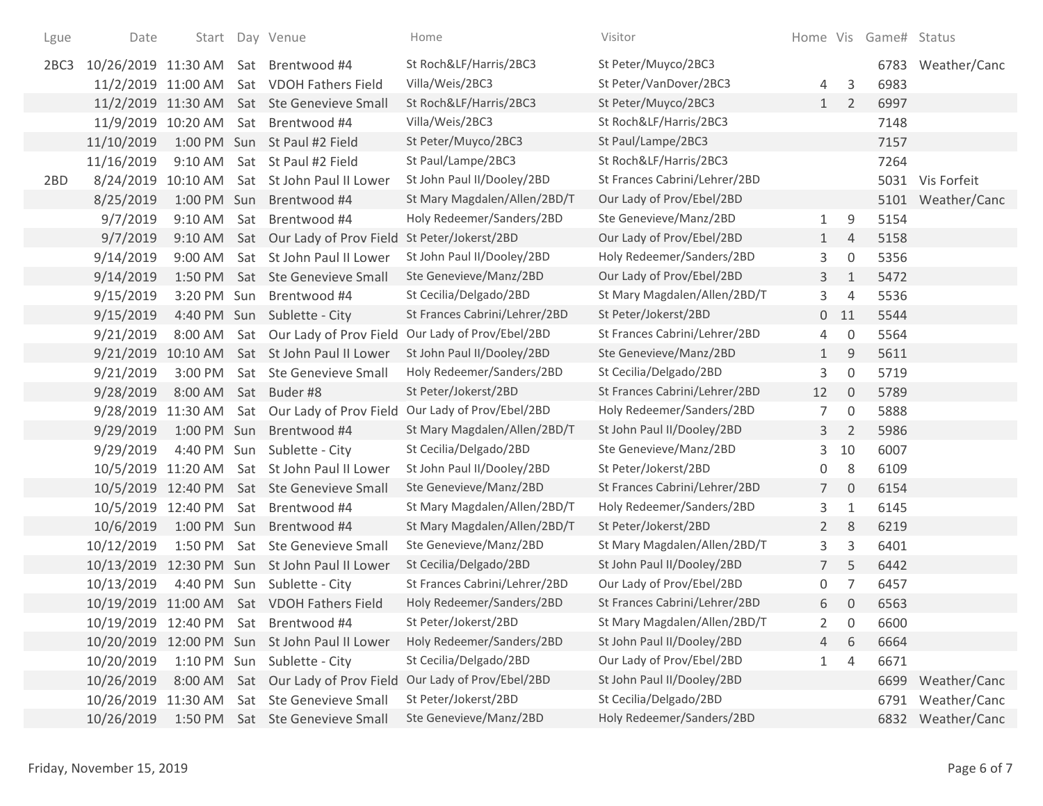| Lgue | Date | Start | Day | Venue | Home | Visitor | Home | Vis | Game# | Status |
|---|---|---|---|---|---|---|---|---|---|---|
| 2BC3 | 10/26/2019 | 11:30 AM | Sat | Brentwood #4 | St Roch&LF/Harris/2BC3 | St Peter/Muyco/2BC3 | | | 6783 | Weather/Canc |
| | 11/2/2019 | 11:00 AM | Sat | VDOH Fathers Field | Villa/Weis/2BC3 | St Peter/VanDover/2BC3 | 4 | 3 | 6983 | |
| | 11/2/2019 | 11:30 AM | Sat | Ste Genevieve Small | St Roch&LF/Harris/2BC3 | St Peter/Muyco/2BC3 | 1 | 2 | 6997 | |
| | 11/9/2019 | 10:20 AM | Sat | Brentwood #4 | Villa/Weis/2BC3 | St Roch&LF/Harris/2BC3 | | | 7148 | |
| | 11/10/2019 | 1:00 PM | Sun | St Paul #2 Field | St Peter/Muyco/2BC3 | St Paul/Lampe/2BC3 | | | 7157 | |
| | 11/16/2019 | 9:10 AM | Sat | St Paul #2 Field | St Paul/Lampe/2BC3 | St Roch&LF/Harris/2BC3 | | | 7264 | |
| 2BD | 8/24/2019 | 10:10 AM | Sat | St John Paul II Lower | St John Paul II/Dooley/2BD | St Frances Cabrini/Lehrer/2BD | | | 5031 | Vis Forfeit |
| | 8/25/2019 | 1:00 PM | Sun | Brentwood #4 | St Mary Magdalen/Allen/2BD/T | Our Lady of Prov/Ebel/2BD | | | 5101 | Weather/Canc |
| | 9/7/2019 | 9:10 AM | Sat | Brentwood #4 | Holy Redeemer/Sanders/2BD | Ste Genevieve/Manz/2BD | 1 | 9 | 5154 | |
| | 9/7/2019 | 9:10 AM | Sat | Our Lady of Prov Field | St Peter/Jokerst/2BD | Our Lady of Prov/Ebel/2BD | 1 | 4 | 5158 | |
| | 9/14/2019 | 9:00 AM | Sat | St John Paul II Lower | St John Paul II/Dooley/2BD | Holy Redeemer/Sanders/2BD | 3 | 0 | 5356 | |
| | 9/14/2019 | 1:50 PM | Sat | Ste Genevieve Small | Ste Genevieve/Manz/2BD | Our Lady of Prov/Ebel/2BD | 3 | 1 | 5472 | |
| | 9/15/2019 | 3:20 PM | Sun | Brentwood #4 | St Cecilia/Delgado/2BD | St Mary Magdalen/Allen/2BD/T | 3 | 4 | 5536 | |
| | 9/15/2019 | 4:40 PM | Sun | Sublette - City | St Frances Cabrini/Lehrer/2BD | St Peter/Jokerst/2BD | 0 | 11 | 5544 | |
| | 9/21/2019 | 8:00 AM | Sat | Our Lady of Prov Field | Our Lady of Prov/Ebel/2BD | St Frances Cabrini/Lehrer/2BD | 4 | 0 | 5564 | |
| | 9/21/2019 | 10:10 AM | Sat | St John Paul II Lower | St John Paul II/Dooley/2BD | Ste Genevieve/Manz/2BD | 1 | 9 | 5611 | |
| | 9/21/2019 | 3:00 PM | Sat | Ste Genevieve Small | Holy Redeemer/Sanders/2BD | St Cecilia/Delgado/2BD | 3 | 0 | 5719 | |
| | 9/28/2019 | 8:00 AM | Sat | Buder #8 | St Peter/Jokerst/2BD | St Frances Cabrini/Lehrer/2BD | 12 | 0 | 5789 | |
| | 9/28/2019 | 11:30 AM | Sat | Our Lady of Prov Field | Our Lady of Prov/Ebel/2BD | Holy Redeemer/Sanders/2BD | 7 | 0 | 5888 | |
| | 9/29/2019 | 1:00 PM | Sun | Brentwood #4 | St Mary Magdalen/Allen/2BD/T | St John Paul II/Dooley/2BD | 3 | 2 | 5986 | |
| | 9/29/2019 | 4:40 PM | Sun | Sublette - City | St Cecilia/Delgado/2BD | Ste Genevieve/Manz/2BD | 3 | 10 | 6007 | |
| | 10/5/2019 | 11:20 AM | Sat | St John Paul II Lower | St John Paul II/Dooley/2BD | St Peter/Jokerst/2BD | 0 | 8 | 6109 | |
| | 10/5/2019 | 12:40 PM | Sat | Ste Genevieve Small | Ste Genevieve/Manz/2BD | St Frances Cabrini/Lehrer/2BD | 7 | 0 | 6154 | |
| | 10/5/2019 | 12:40 PM | Sat | Brentwood #4 | St Mary Magdalen/Allen/2BD/T | Holy Redeemer/Sanders/2BD | 3 | 1 | 6145 | |
| | 10/6/2019 | 1:00 PM | Sun | Brentwood #4 | St Mary Magdalen/Allen/2BD/T | St Peter/Jokerst/2BD | 2 | 8 | 6219 | |
| | 10/12/2019 | 1:50 PM | Sat | Ste Genevieve Small | Ste Genevieve/Manz/2BD | St Mary Magdalen/Allen/2BD/T | 3 | 3 | 6401 | |
| | 10/13/2019 | 12:30 PM | Sun | St John Paul II Lower | St Cecilia/Delgado/2BD | St John Paul II/Dooley/2BD | 7 | 5 | 6442 | |
| | 10/13/2019 | 4:40 PM | Sun | Sublette - City | St Frances Cabrini/Lehrer/2BD | Our Lady of Prov/Ebel/2BD | 0 | 7 | 6457 | |
| | 10/19/2019 | 11:00 AM | Sat | VDOH Fathers Field | Holy Redeemer/Sanders/2BD | St Frances Cabrini/Lehrer/2BD | 6 | 0 | 6563 | |
| | 10/19/2019 | 12:40 PM | Sat | Brentwood #4 | St Peter/Jokerst/2BD | St Mary Magdalen/Allen/2BD/T | 2 | 0 | 6600 | |
| | 10/20/2019 | 12:00 PM | Sun | St John Paul II Lower | Holy Redeemer/Sanders/2BD | St John Paul II/Dooley/2BD | 4 | 6 | 6664 | |
| | 10/20/2019 | 1:10 PM | Sun | Sublette - City | St Cecilia/Delgado/2BD | Our Lady of Prov/Ebel/2BD | 1 | 4 | 6671 | |
| | 10/26/2019 | 8:00 AM | Sat | Our Lady of Prov Field | Our Lady of Prov/Ebel/2BD | St John Paul II/Dooley/2BD | | | 6699 | Weather/Canc |
| | 10/26/2019 | 11:30 AM | Sat | Ste Genevieve Small | St Peter/Jokerst/2BD | St Cecilia/Delgado/2BD | | | 6791 | Weather/Canc |
| | 10/26/2019 | 1:50 PM | Sat | Ste Genevieve Small | Ste Genevieve/Manz/2BD | Holy Redeemer/Sanders/2BD | | | 6832 | Weather/Canc |

Friday, November 15, 2019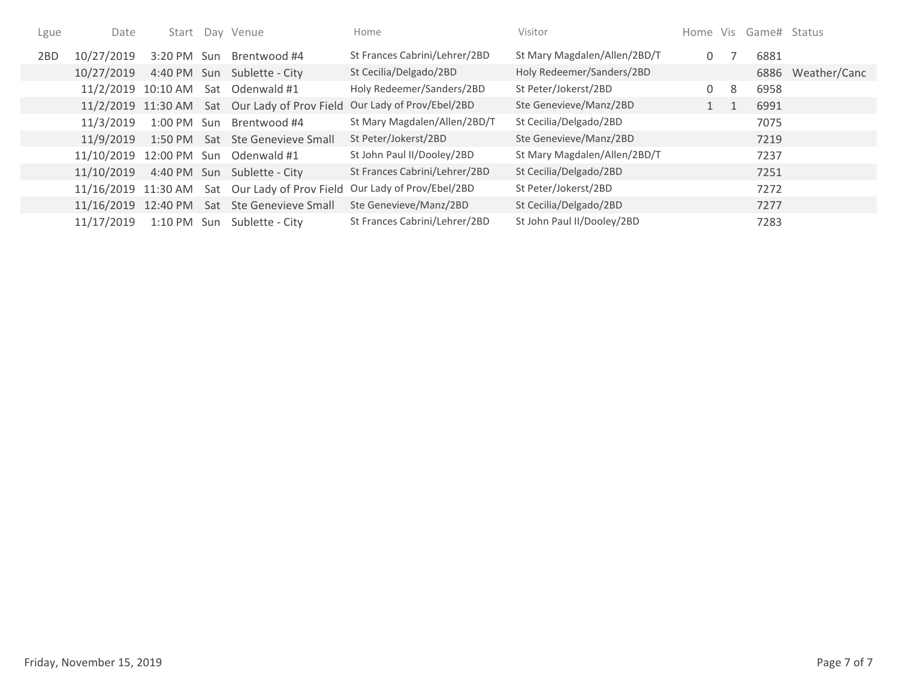| Lgue | Date | Start | Day | Venue | Home | Visitor | Home | Vis | Game# | Status |
|---|---|---|---|---|---|---|---|---|---|---|
| 2BD | 10/27/2019 | 3:20 PM | Sun | Brentwood #4 | St Frances Cabrini/Lehrer/2BD | St Mary Magdalen/Allen/2BD/T | 0 | 7 | 6881 | |
| | 10/27/2019 | 4:40 PM | Sun | Sublette - City | St Cecilia/Delgado/2BD | Holy Redeemer/Sanders/2BD | | | 6886 | Weather/Canc |
| | 11/2/2019 | 10:10 AM | Sat | Odenwald #1 | Holy Redeemer/Sanders/2BD | St Peter/Jokerst/2BD | 0 | 8 | 6958 | |
| | 11/2/2019 | 11:30 AM | Sat | Our Lady of Prov Field | Our Lady of Prov/Ebel/2BD | Ste Genevieve/Manz/2BD | 1 | 1 | 6991 | |
| | 11/3/2019 | 1:00 PM | Sun | Brentwood #4 | St Mary Magdalen/Allen/2BD/T | St Cecilia/Delgado/2BD | | | 7075 | |
| | 11/9/2019 | 1:50 PM | Sat | Ste Genevieve Small | St Peter/Jokerst/2BD | Ste Genevieve/Manz/2BD | | | 7219 | |
| | 11/10/2019 | 12:00 PM | Sun | Odenwald #1 | St John Paul II/Dooley/2BD | St Mary Magdalen/Allen/2BD/T | | | 7237 | |
| | 11/10/2019 | 4:40 PM | Sun | Sublette - City | St Frances Cabrini/Lehrer/2BD | St Cecilia/Delgado/2BD | | | 7251 | |
| | 11/16/2019 | 11:30 AM | Sat | Our Lady of Prov Field | Our Lady of Prov/Ebel/2BD | St Peter/Jokerst/2BD | | | 7272 | |
| | 11/16/2019 | 12:40 PM | Sat | Ste Genevieve Small | Ste Genevieve/Manz/2BD | St Cecilia/Delgado/2BD | | | 7277 | |
| | 11/17/2019 | 1:10 PM | Sun | Sublette - City | St Frances Cabrini/Lehrer/2BD | St John Paul II/Dooley/2BD | | | 7283 | |

Friday, November 15, 2019